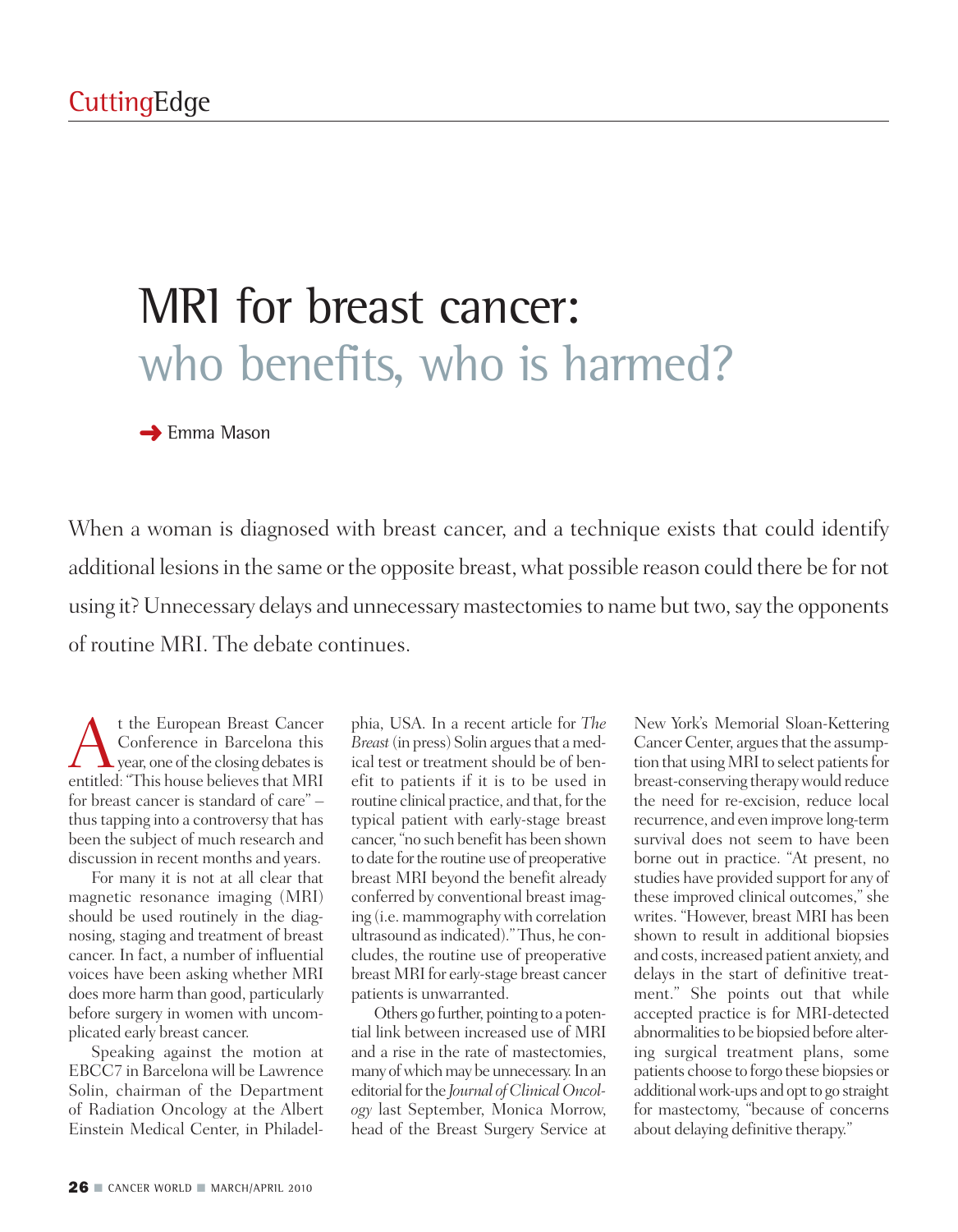# MRI for breast cancer: who benefits, who is harmed?

Emma Mason

When a woman is diagnosed with breast cancer, and a technique exists that could identify additional lesions in the same or the opposite breast, what possible reason could there be for not using it? Unnecessary delays and unnecessary mastectomies to name but two, say the opponents of routine MRI. The debate continues.

At the European Breast Cancer Conference in Barcelona this year, one of the closing debates is entitled: "This house believes that MRI for breast cancer is standard of care" – thus tapping into a controversy that has been the subject of much research and discussion in recent months and years.

For many it is not at all clear that magnetic resonance imaging (MRI) should be used routinely in the diagnosing, staging and treatment of breast cancer. In fact, a number of influential voices have been asking whether MRI does more harm than good, particularly before surgery in women with uncomplicated early breast cancer.

Speaking against the motion at EBCC7 in Barcelona will be Lawrence Solin, chairman of the Department of Radiation Oncology at the Albert Einstein Medical Center, in Philadelphia, USA. In a recent article for *The Breast* (in press) Solin argues that a medical test or treatment should be of benefit to patients if it is to be used in routine clinical practice, and that, for the typical patient with early-stage breast cancer, "no such benefit has been shown to date for the routine use of preoperative breast MRI beyond the benefit already conferred by conventional breast imaging (i.e. mammography with correlation ultrasound as indicated)." Thus, he concludes, the routine use of preoperative breast MRI for early-stage breast cancer patients is unwarranted.

Others go further, pointing to a potential link between increased use of MRI and a rise in the rate of mastectomies, many of which may be unnecessary. In an editorial for the *Journal of Clinical Oncology* last September, Monica Morrow, head of the Breast Surgery Service at New York's Memorial Sloan-Kettering Cancer Center, argues that the assumption that using MRI to select patients for breast-conserving therapy would reduce the need for re-excision, reduce local recurrence, and even improve long-term survival does not seem to have been borne out in practice. "At present, no studies have provided support for any of these improved clinical outcomes," she writes. "However, breast MRI has been shown to result in additional biopsies and costs, increased patient anxiety, and delays in the start of definitive treatment." She points out that while accepted practice is for MRI-detected abnormalities to be biopsied before altering surgical treatment plans, some patients choose to forgo these biopsies or additional work-ups and opt to go straight for mastectomy, "because of concerns about delaying definitive therapy."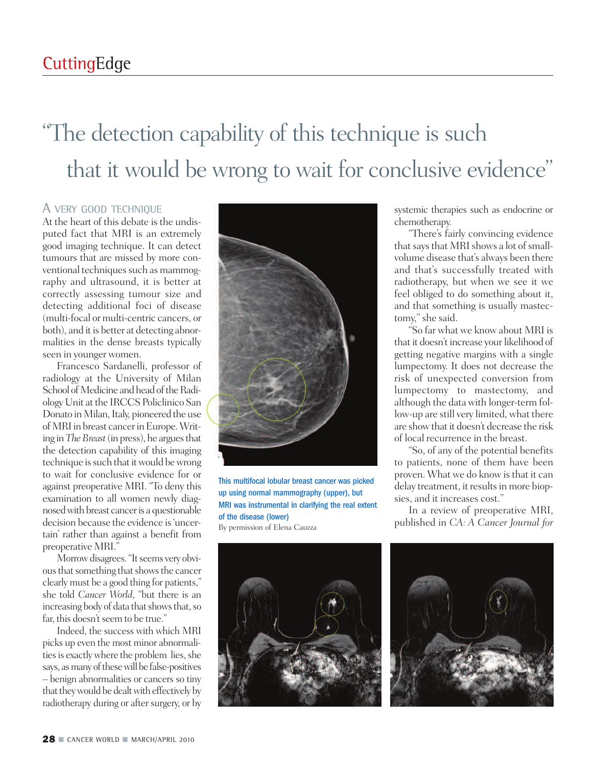## "The detection capability of this technique is such that it would be wrong to wait for conclusive evidence"

### A VERY GOOD TECHNIQUE

At the heart of this debate is the undisputed fact that MRI is an extremely good imaging technique. It can detect tumours that are missed by more conventional techniques such as mammography and ultrasound, it is better at correctly assessing tumour size and detecting additional foci of disease (multi-focal or multi-centric cancers, or both), and it is better at detecting abnormalities in the dense breasts typically seen in younger women.

Francesco Sardanelli, professor of radiology at the University of Milan School of Medicine and head of the Radiology Unit at the IRCCS Policlinico San Donato in Milan, Italy, pioneered the use of MRI in breast cancer in Europe. Writing in *The Breast* (in press), he argues that the detection capability of this imaging technique is such that it would be wrong to wait for conclusive evidence for or against preoperative MRI. "To deny this examination to all women newly diagnosed with breast cancer is a questionable decision because the evidence is 'uncertain' rather than against a benefit from preoperative MRI."

Morrow disagrees. "It seems very obvious that something that shows the cancer clearly must be a good thing for patients," she told *Cancer World*, "but there is an increasing body of data that shows that, so far, this doesn't seem to be true."

Indeed, the success with which MRI picks up even the most minor abnormalities is exactly where the problem lies, she says, as many of these will be false-positives – benign abnormalities or cancers so tiny that they would be dealt with effectively by radiotherapy during or after surgery, or by systemic therapies such as endocrine or chemotherapy.

"There's fairly convincing evidence that says that MRI shows a lot of small-volume disease that's always been there and that's successfully treated with radiotherapy, but when we see it we feel obliged to do something about it, and that something is usually mastectomy," she said.

"So far what we know about MRI is that it doesn't increase your likelihood of getting negative margins with a single lumpectomy. It does not decrease the risk of unexpected conversion from lumpectomy to mastectomy, and although the data with longer-term follow-up are still very limited, what there are show that it doesn't decrease the risk of local recurrence in the breast.

"So, of any of the potential benefits to patients, none of them have been proven. What we do know is that it can delay treatment, it results in more biopsies, and it increases cost."

In a review of preoperative MRI, published in *CA: A Cancer Journal for*

This multifocal lobular breast cancer was picked up using normal mammography (upper), but MRI was instrumental in clarifying the real extent of the disease (lower)
By permission of Elena Cauzza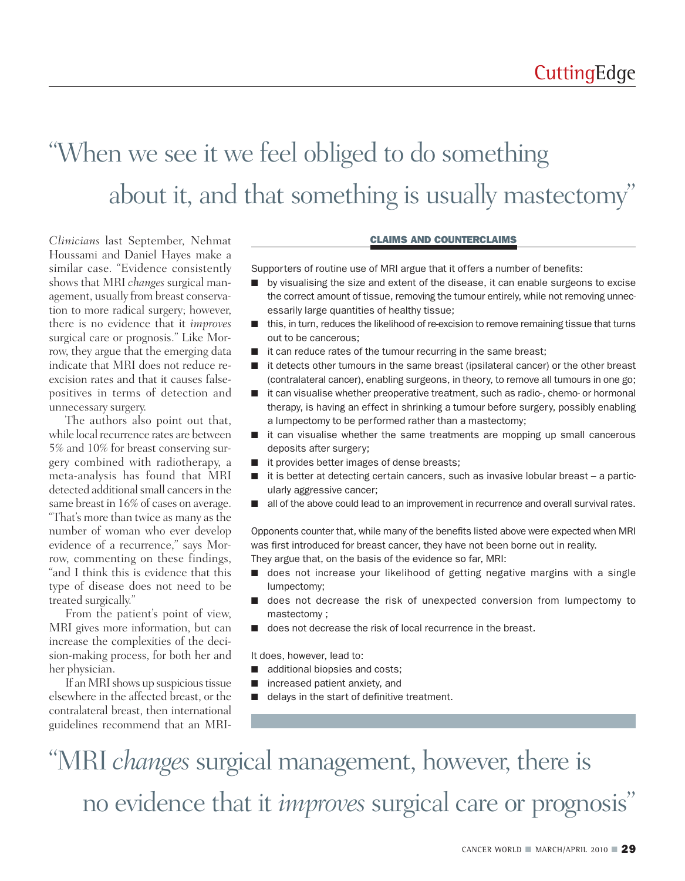# "When we see it we feel obliged to do something about it, and that something is usually mastectomy"

*Clinicians* last September, Nehmat Houssami and Daniel Hayes make a similar case. "Evidence consistently shows that MRI *changes* surgical management, usually from breast conservation to more radical surgery; however, there is no evidence that it *improves* surgical care or prognosis." Like Morrow, they argue that the emerging data indicate that MRI does not reduce re-excision rates and that it causes false-positives in terms of detection and unnecessary surgery.

The authors also point out that, while local recurrence rates are between 5% and 10% for breast conserving surgery combined with radiotherapy, a meta-analysis has found that MRI detected additional small cancers in the same breast in 16% of cases on average. "That's more than twice as many as the number of woman who ever develop evidence of a recurrence," says Morrow, commenting on these findings, "and I think this is evidence that this type of disease does not need to be treated surgically."

From the patient's point of view, MRI gives more information, but can increase the complexities of the decision-making process, for both her and her physician.

If an MRI shows up suspicious tissue elsewhere in the affected breast, or the contralateral breast, then international guidelines recommend that an MRI-

### CLAIMS AND COUNTERCLAIMS

Supporters of routine use of MRI argue that it offers a number of benefits:

- by visualising the size and extent of the disease, it can enable surgeons to excise the correct amount of tissue, removing the tumour entirely, while not removing unnecessarily large quantities of healthy tissue;
- this, in turn, reduces the likelihood of re-excision to remove remaining tissue that turns out to be cancerous;
- it can reduce rates of the tumour recurring in the same breast;
- it detects other tumours in the same breast (ipsilateral cancer) or the other breast (contralateral cancer), enabling surgeons, in theory, to remove all tumours in one go;
- it can visualise whether preoperative treatment, such as radio-, chemo- or hormonal therapy, is having an effect in shrinking a tumour before surgery, possibly enabling a lumpectomy to be performed rather than a mastectomy;
- it can visualise whether the same treatments are mopping up small cancerous deposits after surgery;
- it provides better images of dense breasts;
- it is better at detecting certain cancers, such as invasive lobular breast – a particularly aggressive cancer;
- all of the above could lead to an improvement in recurrence and overall survival rates.

Opponents counter that, while many of the benefits listed above were expected when MRI was first introduced for breast cancer, they have not been borne out in reality. They argue that, on the basis of the evidence so far, MRI:

- does not increase your likelihood of getting negative margins with a single lumpectomy;
- does not decrease the risk of unexpected conversion from lumpectomy to mastectomy ;
- does not decrease the risk of local recurrence in the breast.

It does, however, lead to:

- additional biopsies and costs;
- increased patient anxiety, and
- delays in the start of definitive treatment.

"MRI *changes* surgical management, however, there is no evidence that it *improves* surgical care or prognosis"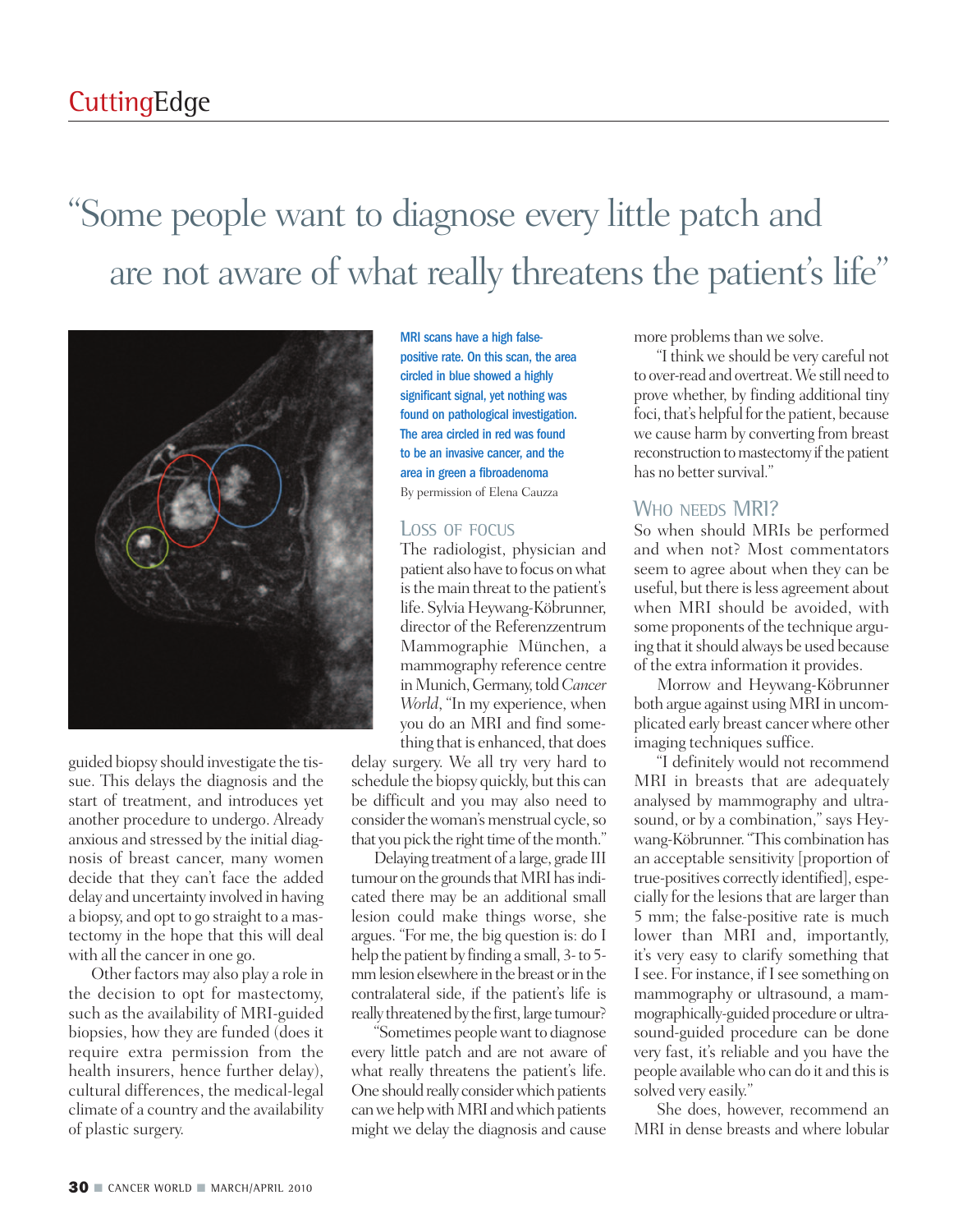# "Some people want to diagnose every little patch and are not aware of what really threatens the patient's life"

MRI scans have a high false-positive rate. On this scan, the area circled in blue showed a highly significant signal, yet nothing was found on pathological investigation. The area circled in red was found to be an invasive cancer, and the area in green a fibroadenoma

By permission of Elena Cauzza

guided biopsy should investigate the tissue. This delays the diagnosis and the start of treatment, and introduces yet another procedure to undergo. Already anxious and stressed by the initial diagnosis of breast cancer, many women decide that they can't face the added delay and uncertainty involved in having a biopsy, and opt to go straight to a mastectomy in the hope that this will deal with all the cancer in one go.

Other factors may also play a role in the decision to opt for mastectomy, such as the availability of MRI-guided biopsies, how they are funded (does it require extra permission from the health insurers, hence further delay), cultural differences, the medical-legal climate of a country and the availability of plastic surgery.

## Loss of focus

The radiologist, physician and patient also have to focus on what is the main threat to the patient's life. Sylvia Heywang-Köbrunner, director of the Referenzzentrum Mammographie München, a mammography reference centre in Munich, Germany, told *Cancer World*, "In my experience, when you do an MRI and find something that is enhanced, that does delay surgery. We all try very hard to schedule the biopsy quickly, but this can be difficult and you may also need to consider the woman's menstrual cycle, so that you pick the right time of the month."

Delaying treatment of a large, grade III tumour on the grounds that MRI has indicated there may be an additional small lesion could make things worse, she argues. "For me, the big question is: do I help the patient by finding a small, 3- to 5-mm lesion elsewhere in the breast or in the contralateral side, if the patient's life is really threatened by the first, large tumour?

"Sometimes people want to diagnose every little patch and are not aware of what really threatens the patient's life. One should really consider which patients can we help with MRI and which patients might we delay the diagnosis and cause more problems than we solve.

"I think we should be very careful not to over-read and overtreat. We still need to prove whether, by finding additional tiny foci, that's helpful for the patient, because we cause harm by converting from breast reconstruction to mastectomy if the patient has no better survival."

## Who needs MRI?

So when should MRIs be performed and when not? Most commentators seem to agree about when they can be useful, but there is less agreement about when MRI should be avoided, with some proponents of the technique arguing that it should always be used because of the extra information it provides.

Morrow and Heywang-Köbrunner both argue against using MRI in uncomplicated early breast cancer where other imaging techniques suffice.

"I definitely would not recommend MRI in breasts that are adequately analysed by mammography and ultrasound, or by a combination," says Heywang-Köbrunner. "This combination has an acceptable sensitivity [proportion of true-positives correctly identified], especially for the lesions that are larger than 5 mm; the false-positive rate is much lower than MRI and, importantly, it's very easy to clarify something that I see. For instance, if I see something on mammography or ultrasound, a mammographically-guided procedure or ultrasound-guided procedure can be done very fast, it's reliable and you have the people available who can do it and this is solved very easily."

She does, however, recommend an MRI in dense breasts and where lobular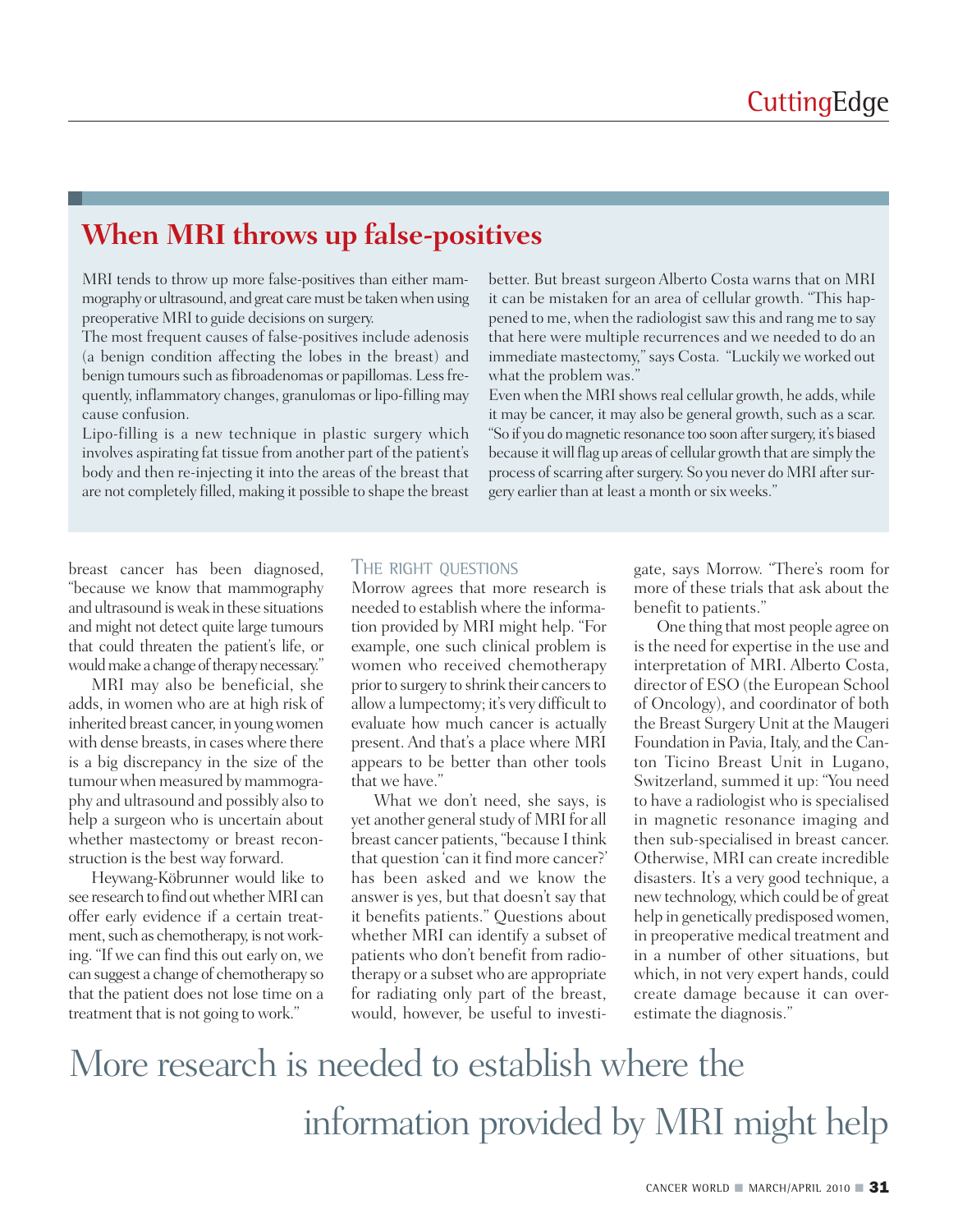## When MRI throws up false-positives

MRI tends to throw up more false-positives than either mammography or ultrasound, and great care must be taken when using preoperative MRI to guide decisions on surgery.

The most frequent causes of false-positives include adenosis (a benign condition affecting the lobes in the breast) and benign tumours such as fibroadenomas or papillomas. Less frequently, inflammatory changes, granulomas or lipo-filling may cause confusion.

Lipo-filling is a new technique in plastic surgery which involves aspirating fat tissue from another part of the patient's body and then re-injecting it into the areas of the breast that are not completely filled, making it possible to shape the breast better. But breast surgeon Alberto Costa warns that on MRI it can be mistaken for an area of cellular growth. "This happened to me, when the radiologist saw this and rang me to say that here were multiple recurrences and we needed to do an immediate mastectomy," says Costa. "Luckily we worked out what the problem was."

Even when the MRI shows real cellular growth, he adds, while it may be cancer, it may also be general growth, such as a scar. "So if you do magnetic resonance too soon after surgery, it's biased because it will flag up areas of cellular growth that are simply the process of scarring after surgery. So you never do MRI after surgery earlier than at least a month or six weeks."

---

breast cancer has been diagnosed, "because we know that mammography and ultrasound is weak in these situations and might not detect quite large tumours that could threaten the patient's life, or would make a change of therapy necessary."

MRI may also be beneficial, she adds, in women who are at high risk of inherited breast cancer, in young women with dense breasts, in cases where there is a big discrepancy in the size of the tumour when measured by mammography and ultrasound and possibly also to help a surgeon who is uncertain about whether mastectomy or breast reconstruction is the best way forward.

Heywang-Köbrunner would like to see research to find out whether MRI can offer early evidence if a certain treatment, such as chemotherapy, is not working. "If we can find this out early on, we can suggest a change of chemotherapy so that the patient does not lose time on a treatment that is not going to work."

### The right questions

Morrow agrees that more research is needed to establish where the information provided by MRI might help. "For example, one such clinical problem is women who received chemotherapy prior to surgery to shrink their cancers to allow a lumpectomy; it's very difficult to evaluate how much cancer is actually present. And that's a place where MRI appears to be better than other tools that we have."

What we don't need, she says, is yet another general study of MRI for all breast cancer patients, "because I think that question 'can it find more cancer?' has been asked and we know the answer is yes, but that doesn't say that it benefits patients." Questions about whether MRI can identify a subset of patients who don't benefit from radiotherapy or a subset who are appropriate for radiating only part of the breast, would, however, be useful to investigate, says Morrow. "There's room for more of these trials that ask about the benefit to patients."

One thing that most people agree on is the need for expertise in the use and interpretation of MRI. Alberto Costa, director of ESO (the European School of Oncology), and coordinator of both the Breast Surgery Unit at the Maugeri Foundation in Pavia, Italy, and the Canton Ticino Breast Unit in Lugano, Switzerland, summed it up: "You need to have a radiologist who is specialised in magnetic resonance imaging and then sub-specialised in breast cancer. Otherwise, MRI can create incredible disasters. It's a very good technique, a new technology, which could be of great help in genetically predisposed women, in preoperative medical treatment and in a number of other situations, but which, in not very expert hands, could create damage because it can overestimate the diagnosis."

> More research is needed to establish where the information provided by MRI might help